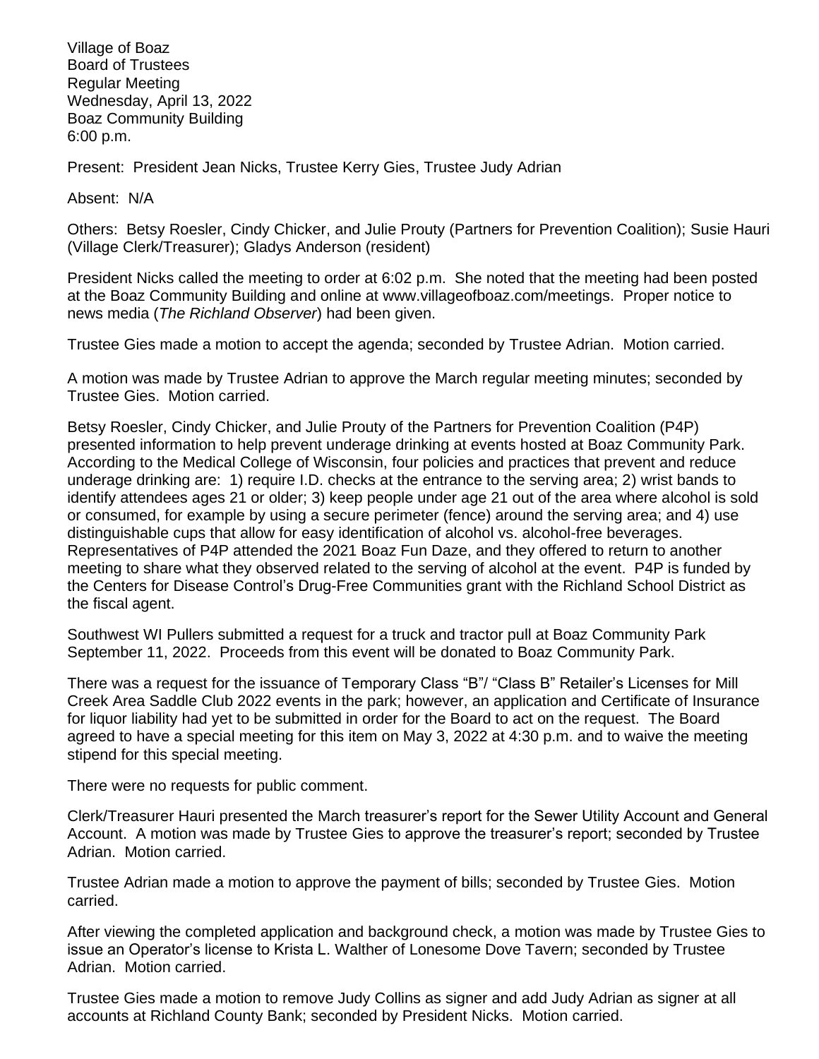Village of Boaz
Board of Trustees
Regular Meeting
Wednesday, April 13, 2022
Boaz Community Building
6:00 p.m.

Present: President Jean Nicks, Trustee Kerry Gies, Trustee Judy Adrian

Absent: N/A

Others: Betsy Roesler, Cindy Chicker, and Julie Prouty (Partners for Prevention Coalition); Susie Hauri (Village Clerk/Treasurer); Gladys Anderson (resident)

President Nicks called the meeting to order at 6:02 p.m. She noted that the meeting had been posted at the Boaz Community Building and online at www.villageofboaz.com/meetings. Proper notice to news media (*The Richland Observer*) had been given.

Trustee Gies made a motion to accept the agenda; seconded by Trustee Adrian. Motion carried.

A motion was made by Trustee Adrian to approve the March regular meeting minutes; seconded by Trustee Gies. Motion carried.

Betsy Roesler, Cindy Chicker, and Julie Prouty of the Partners for Prevention Coalition (P4P) presented information to help prevent underage drinking at events hosted at Boaz Community Park. According to the Medical College of Wisconsin, four policies and practices that prevent and reduce underage drinking are: 1) require I.D. checks at the entrance to the serving area; 2) wrist bands to identify attendees ages 21 or older; 3) keep people under age 21 out of the area where alcohol is sold or consumed, for example by using a secure perimeter (fence) around the serving area; and 4) use distinguishable cups that allow for easy identification of alcohol vs. alcohol-free beverages. Representatives of P4P attended the 2021 Boaz Fun Daze, and they offered to return to another meeting to share what they observed related to the serving of alcohol at the event. P4P is funded by the Centers for Disease Control's Drug-Free Communities grant with the Richland School District as the fiscal agent.

Southwest WI Pullers submitted a request for a truck and tractor pull at Boaz Community Park September 11, 2022. Proceeds from this event will be donated to Boaz Community Park.

There was a request for the issuance of Temporary Class "B"/ "Class B" Retailer's Licenses for Mill Creek Area Saddle Club 2022 events in the park; however, an application and Certificate of Insurance for liquor liability had yet to be submitted in order for the Board to act on the request. The Board agreed to have a special meeting for this item on May 3, 2022 at 4:30 p.m. and to waive the meeting stipend for this special meeting.

There were no requests for public comment.

Clerk/Treasurer Hauri presented the March treasurer's report for the Sewer Utility Account and General Account. A motion was made by Trustee Gies to approve the treasurer's report; seconded by Trustee Adrian. Motion carried.

Trustee Adrian made a motion to approve the payment of bills; seconded by Trustee Gies. Motion carried.

After viewing the completed application and background check, a motion was made by Trustee Gies to issue an Operator's license to Krista L. Walther of Lonesome Dove Tavern; seconded by Trustee Adrian. Motion carried.

Trustee Gies made a motion to remove Judy Collins as signer and add Judy Adrian as signer at all accounts at Richland County Bank; seconded by President Nicks. Motion carried.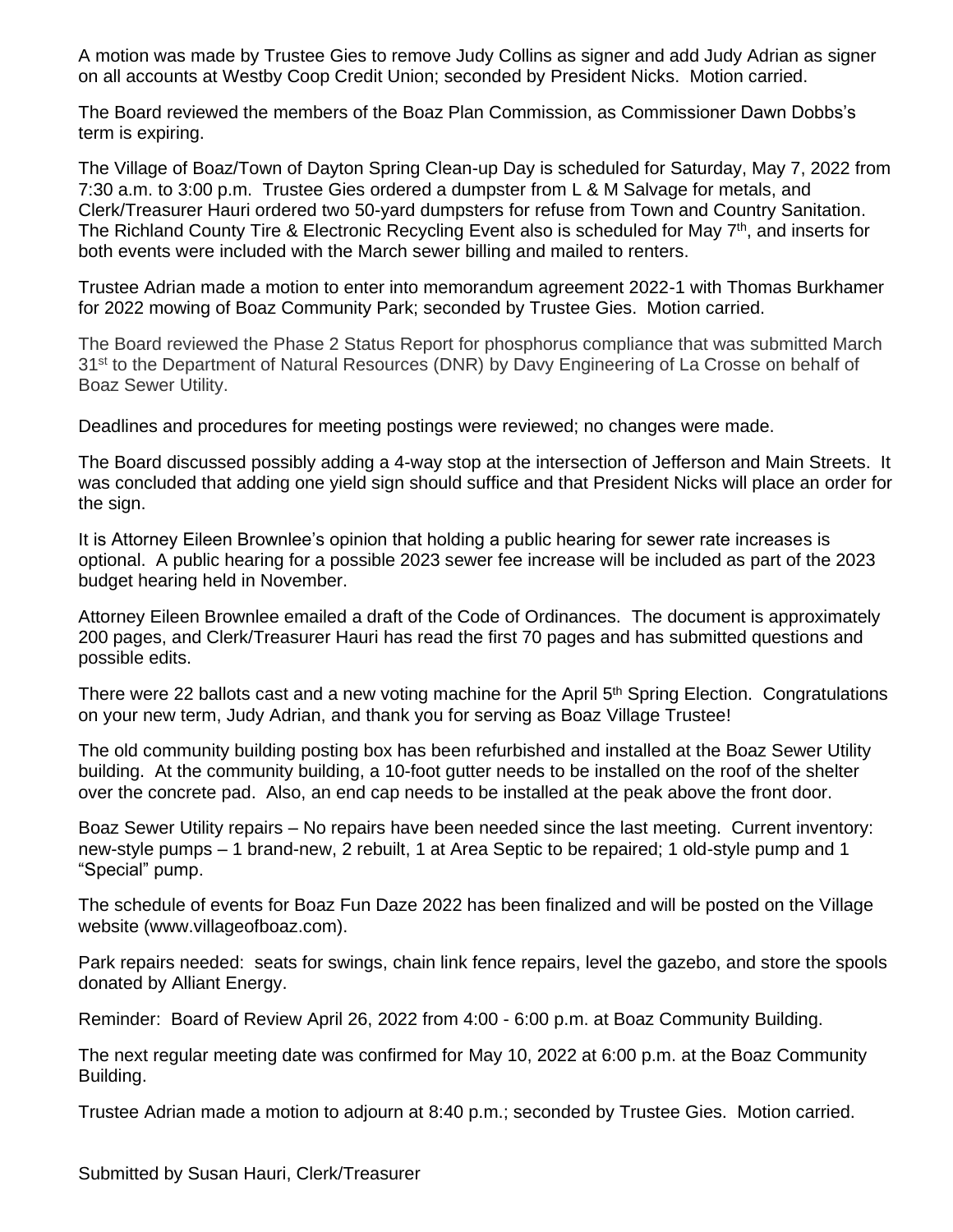A motion was made by Trustee Gies to remove Judy Collins as signer and add Judy Adrian as signer on all accounts at Westby Coop Credit Union; seconded by President Nicks. Motion carried.

The Board reviewed the members of the Boaz Plan Commission, as Commissioner Dawn Dobbs's term is expiring.

The Village of Boaz/Town of Dayton Spring Clean-up Day is scheduled for Saturday, May 7, 2022 from 7:30 a.m. to 3:00 p.m. Trustee Gies ordered a dumpster from L & M Salvage for metals, and Clerk/Treasurer Hauri ordered two 50-yard dumpsters for refuse from Town and Country Sanitation. The Richland County Tire & Electronic Recycling Event also is scheduled for May 7th, and inserts for both events were included with the March sewer billing and mailed to renters.

Trustee Adrian made a motion to enter into memorandum agreement 2022-1 with Thomas Burkhamer for 2022 mowing of Boaz Community Park; seconded by Trustee Gies. Motion carried.

The Board reviewed the Phase 2 Status Report for phosphorus compliance that was submitted March 31st to the Department of Natural Resources (DNR) by Davy Engineering of La Crosse on behalf of Boaz Sewer Utility.

Deadlines and procedures for meeting postings were reviewed; no changes were made.

The Board discussed possibly adding a 4-way stop at the intersection of Jefferson and Main Streets. It was concluded that adding one yield sign should suffice and that President Nicks will place an order for the sign.

It is Attorney Eileen Brownlee's opinion that holding a public hearing for sewer rate increases is optional. A public hearing for a possible 2023 sewer fee increase will be included as part of the 2023 budget hearing held in November.

Attorney Eileen Brownlee emailed a draft of the Code of Ordinances. The document is approximately 200 pages, and Clerk/Treasurer Hauri has read the first 70 pages and has submitted questions and possible edits.

There were 22 ballots cast and a new voting machine for the April 5th Spring Election. Congratulations on your new term, Judy Adrian, and thank you for serving as Boaz Village Trustee!

The old community building posting box has been refurbished and installed at the Boaz Sewer Utility building. At the community building, a 10-foot gutter needs to be installed on the roof of the shelter over the concrete pad. Also, an end cap needs to be installed at the peak above the front door.

Boaz Sewer Utility repairs – No repairs have been needed since the last meeting. Current inventory: new-style pumps – 1 brand-new, 2 rebuilt, 1 at Area Septic to be repaired; 1 old-style pump and 1 "Special" pump.

The schedule of events for Boaz Fun Daze 2022 has been finalized and will be posted on the Village website (www.villageofboaz.com).

Park repairs needed: seats for swings, chain link fence repairs, level the gazebo, and store the spools donated by Alliant Energy.

Reminder: Board of Review April 26, 2022 from 4:00 - 6:00 p.m. at Boaz Community Building.

The next regular meeting date was confirmed for May 10, 2022 at 6:00 p.m. at the Boaz Community Building.

Trustee Adrian made a motion to adjourn at 8:40 p.m.; seconded by Trustee Gies. Motion carried.

Submitted by Susan Hauri, Clerk/Treasurer